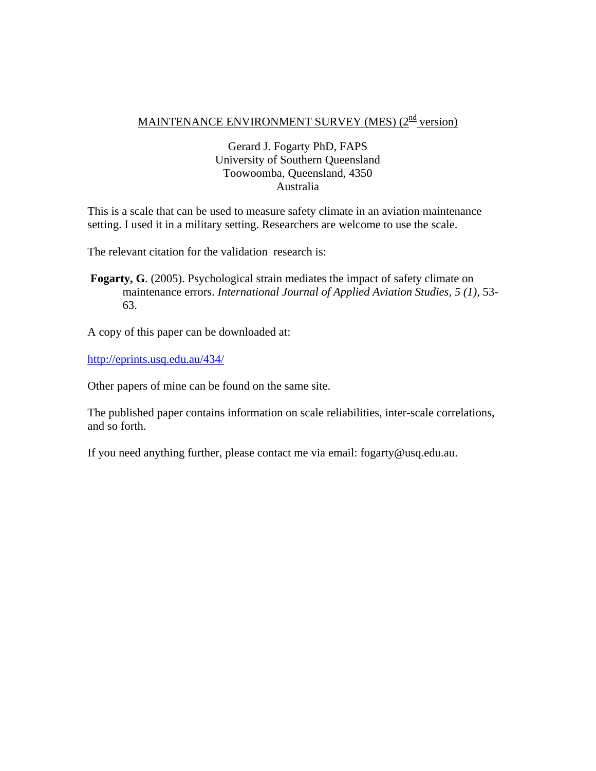# MAINTENANCE ENVIRONMENT SURVEY (MES) (2nd version)

Gerard J. Fogarty PhD, FAPS
University of Southern Queensland
Toowoomba, Queensland, 4350
Australia

This is a scale that can be used to measure safety climate in an aviation maintenance setting. I used it in a military setting. Researchers are welcome to use the scale.

The relevant citation for the validation research is:

**Fogarty, G**. (2005). Psychological strain mediates the impact of safety climate on maintenance errors. *International Journal of Applied Aviation Studies, 5 (1),* 53-63.

A copy of this paper can be downloaded at:

http://eprints.usq.edu.au/434/

Other papers of mine can be found on the same site.

The published paper contains information on scale reliabilities, inter-scale correlations, and so forth.

If you need anything further, please contact me via email: fogarty@usq.edu.au.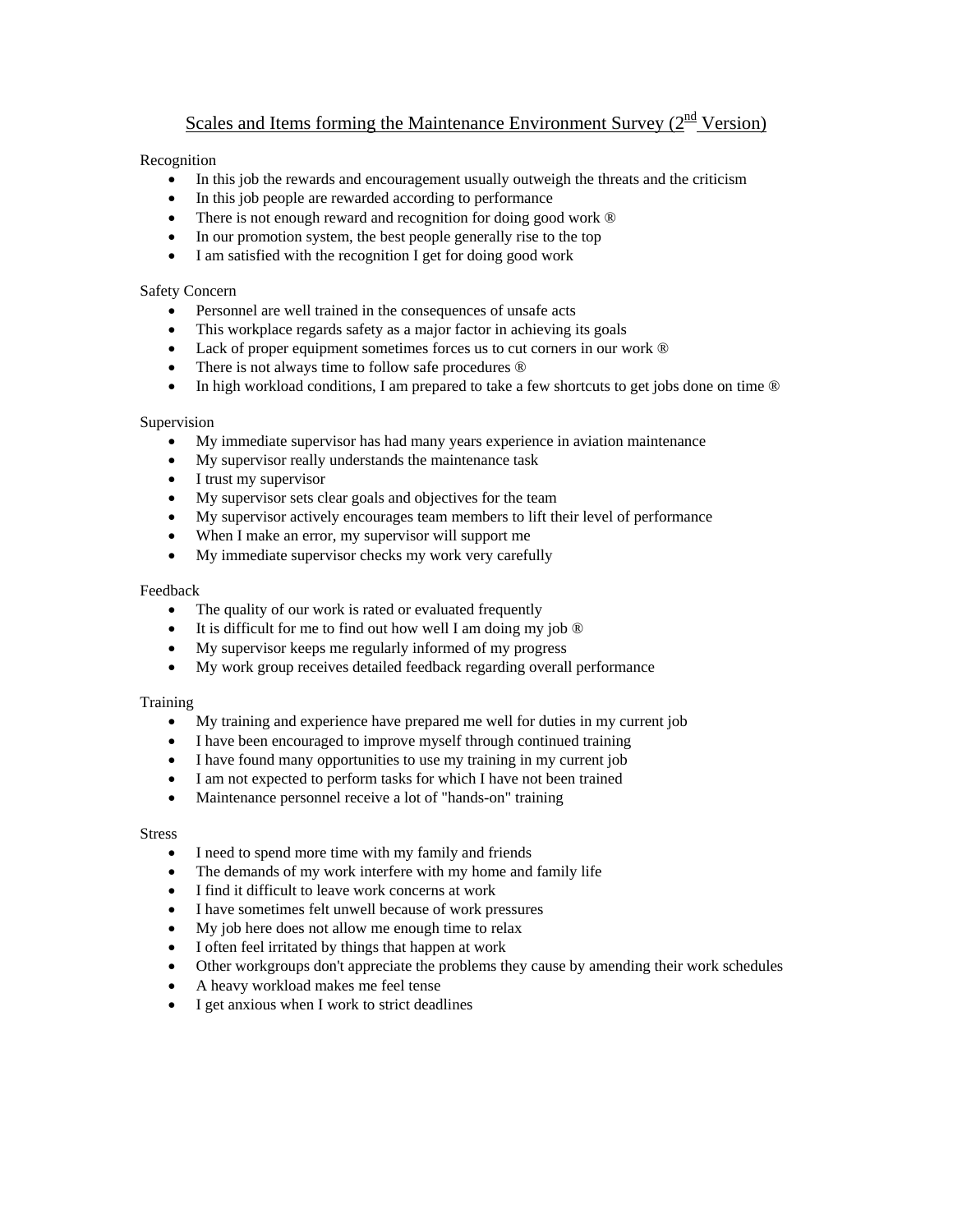# Scales and Items forming the Maintenance Environment Survey (2nd Version)

Recognition

- In this job the rewards and encouragement usually outweigh the threats and the criticism
- In this job people are rewarded according to performance
- There is not enough reward and recognition for doing good work ®
- In our promotion system, the best people generally rise to the top
- I am satisfied with the recognition I get for doing good work

Safety Concern

- Personnel are well trained in the consequences of unsafe acts
- This workplace regards safety as a major factor in achieving its goals
- Lack of proper equipment sometimes forces us to cut corners in our work ®
- There is not always time to follow safe procedures ®
- In high workload conditions, I am prepared to take a few shortcuts to get jobs done on time ®

Supervision

- My immediate supervisor has had many years experience in aviation maintenance
- My supervisor really understands the maintenance task
- I trust my supervisor
- My supervisor sets clear goals and objectives for the team
- My supervisor actively encourages team members to lift their level of performance
- When I make an error, my supervisor will support me
- My immediate supervisor checks my work very carefully

Feedback

- The quality of our work is rated or evaluated frequently
- It is difficult for me to find out how well I am doing my job ®
- My supervisor keeps me regularly informed of my progress
- My work group receives detailed feedback regarding overall performance

Training

- My training and experience have prepared me well for duties in my current job
- I have been encouraged to improve myself through continued training
- I have found many opportunities to use my training in my current job
- I am not expected to perform tasks for which I have not been trained
- Maintenance personnel receive a lot of "hands-on" training

Stress

- I need to spend more time with my family and friends
- The demands of my work interfere with my home and family life
- I find it difficult to leave work concerns at work
- I have sometimes felt unwell because of work pressures
- My job here does not allow me enough time to relax
- I often feel irritated by things that happen at work
- Other workgroups don't appreciate the problems they cause by amending their work schedules
- A heavy workload makes me feel tense
- I get anxious when I work to strict deadlines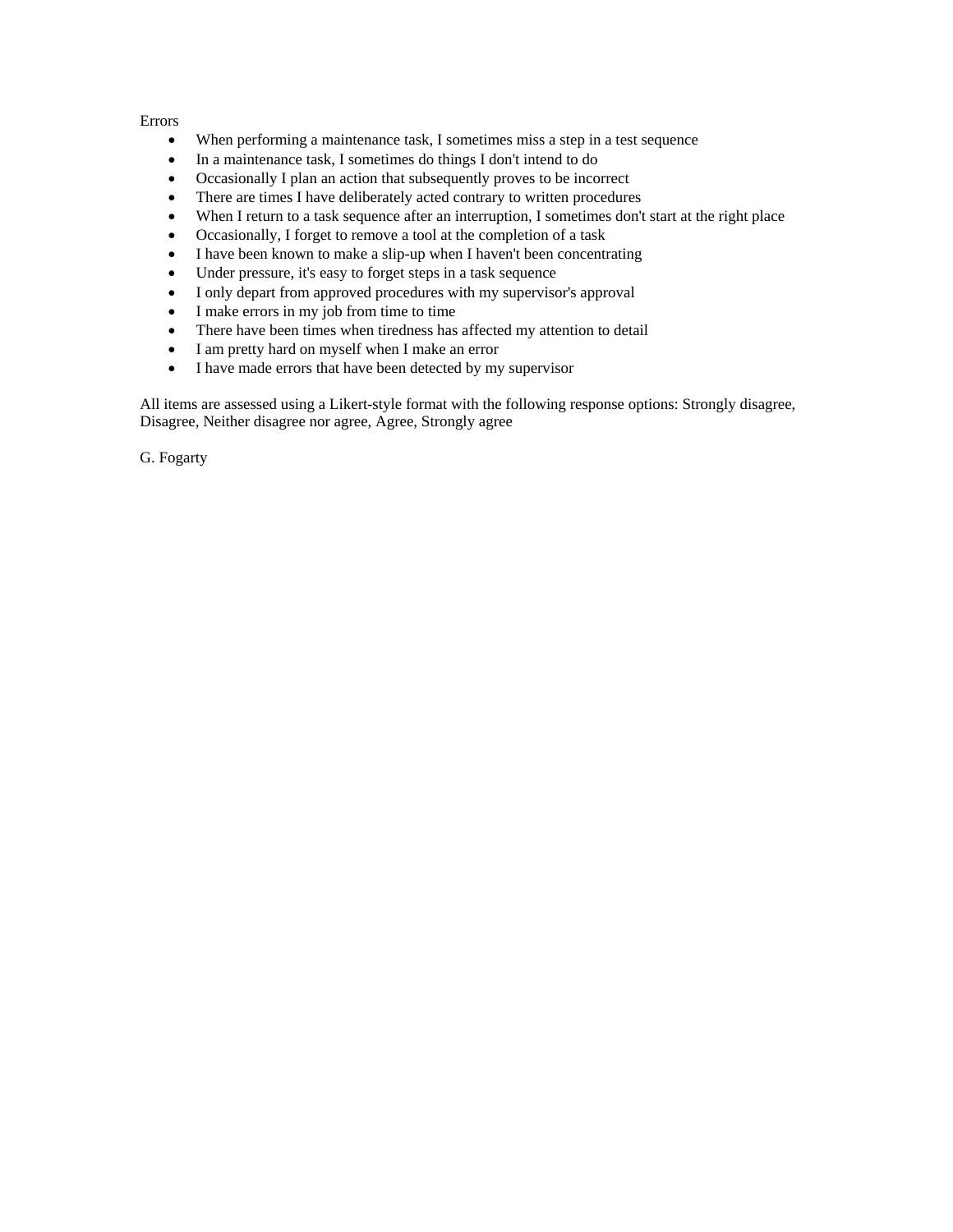Errors

- When performing a maintenance task, I sometimes miss a step in a test sequence
- In a maintenance task, I sometimes do things I don't intend to do
- Occasionally I plan an action that subsequently proves to be incorrect
- There are times I have deliberately acted contrary to written procedures
- When I return to a task sequence after an interruption, I sometimes don't start at the right place
- Occasionally, I forget to remove a tool at the completion of a task
- I have been known to make a slip-up when I haven't been concentrating
- Under pressure, it's easy to forget steps in a task sequence
- I only depart from approved procedures with my supervisor's approval
- I make errors in my job from time to time
- There have been times when tiredness has affected my attention to detail
- I am pretty hard on myself when I make an error
- I have made errors that have been detected by my supervisor

All items are assessed using a Likert-style format with the following response options: Strongly disagree, Disagree, Neither disagree nor agree, Agree, Strongly agree

G. Fogarty